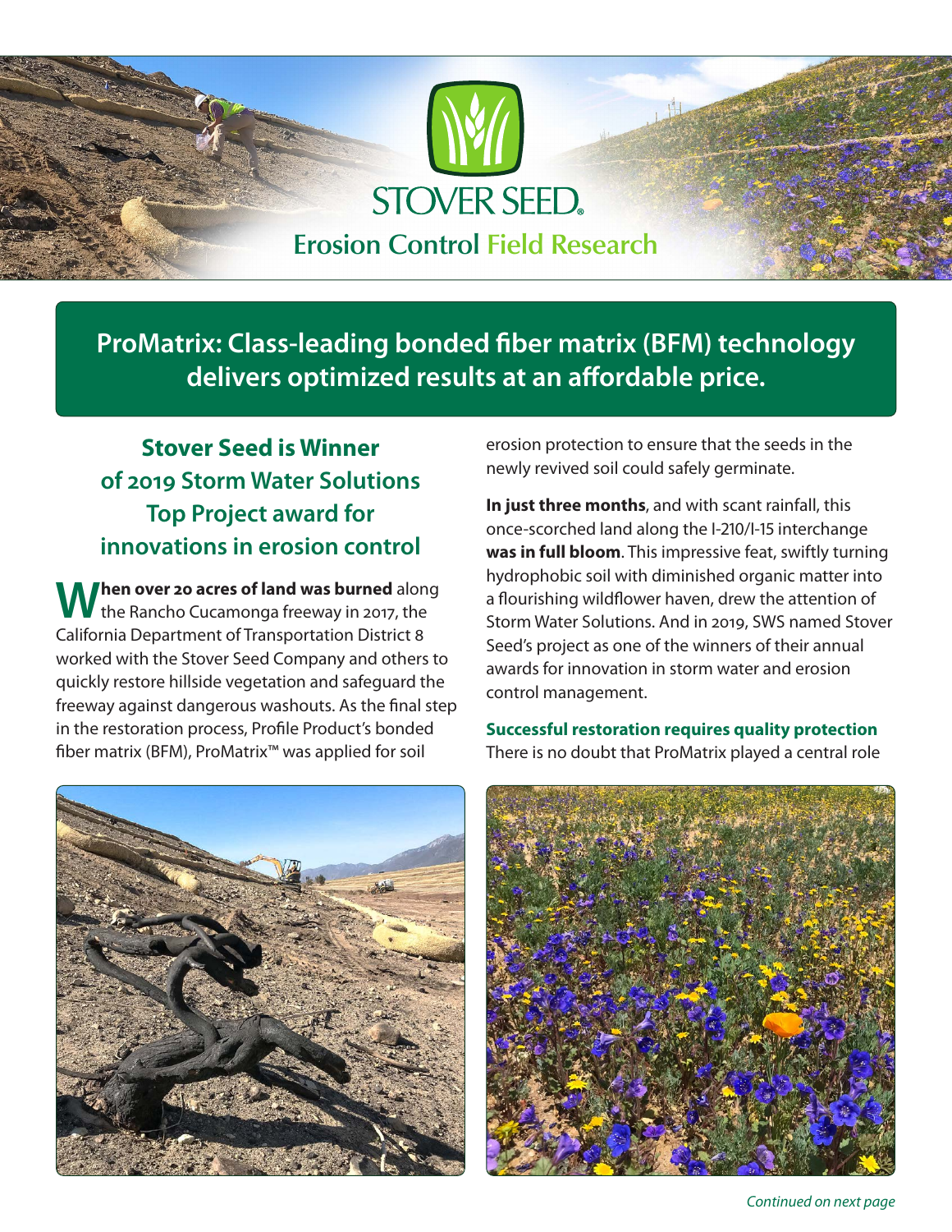STOVER SEED®

Erosion Control Field Research

# ProMatrix: Class-leading bonded fiber matrix (BFM) technology delivers optimized results at an affordable price.

## Stover Seed is Winner of 2019 Storm Water Solutions Top Project award for innovations in erosion control

**When over 20 acres of land was burned** along the Rancho Cucamonga freeway in 2017, the California Department of Transportation District 8 worked with the Stover Seed Company and others to quickly restore hillside vegetation and safeguard the freeway against dangerous washouts. As the final step in the restoration process, Profile Product's bonded fiber matrix (BFM), ProMatrix™ was applied for soil erosion protection to ensure that the seeds in the newly revived soil could safely germinate.

**In just three months**, and with scant rainfall, this once-scorched land along the I-210/I-15 interchange **was in full bloom**. This impressive feat, swiftly turning hydrophobic soil with diminished organic matter into a flourishing wildflower haven, drew the attention of Storm Water Solutions. And in 2019, SWS named Stover Seed's project as one of the winners of their annual awards for innovation in storm water and erosion control management.

### Successful restoration requires quality protection

There is no doubt that ProMatrix played a central role

*Continued on next page*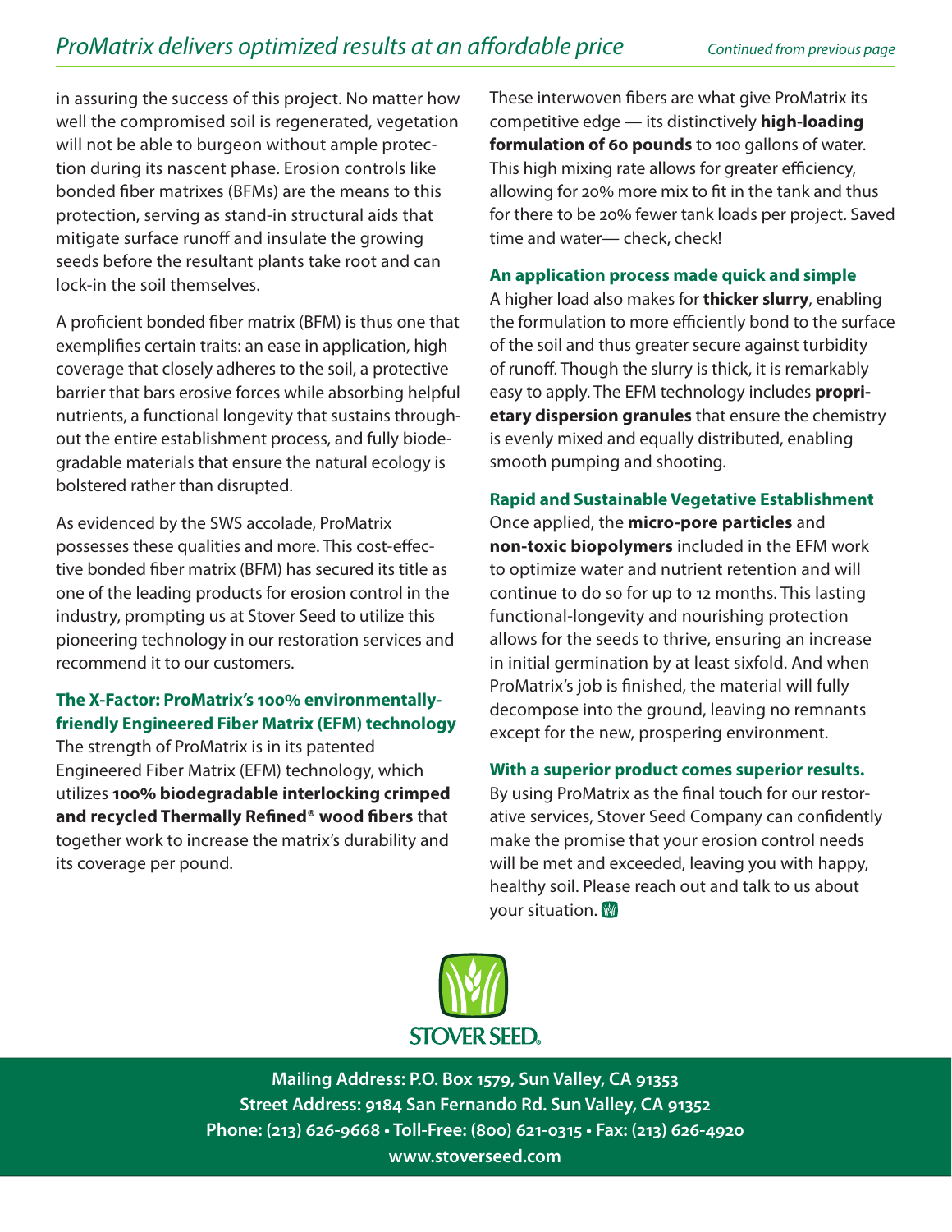## ProMatrix delivers optimized results at an affordable price

*Continued from previous page*

in assuring the success of this project. No matter how well the compromised soil is regenerated, vegetation will not be able to burgeon without ample protection during its nascent phase. Erosion controls like bonded fiber matrixes (BFMs) are the means to this protection, serving as stand-in structural aids that mitigate surface runoff and insulate the growing seeds before the resultant plants take root and can lock-in the soil themselves.

A proficient bonded fiber matrix (BFM) is thus one that exemplifies certain traits: an ease in application, high coverage that closely adheres to the soil, a protective barrier that bars erosive forces while absorbing helpful nutrients, a functional longevity that sustains throughout the entire establishment process, and fully biodegradable materials that ensure the natural ecology is bolstered rather than disrupted.

As evidenced by the SWS accolade, ProMatrix possesses these qualities and more. This cost-effective bonded fiber matrix (BFM) has secured its title as one of the leading products for erosion control in the industry, prompting us at Stover Seed to utilize this pioneering technology in our restoration services and recommend it to our customers.

### The X-Factor: ProMatrix's 100% environmentally-friendly Engineered Fiber Matrix (EFM) technology

The strength of ProMatrix is in its patented Engineered Fiber Matrix (EFM) technology, which utilizes **100% biodegradable interlocking crimped and recycled Thermally Refined® wood fibers** that together work to increase the matrix's durability and its coverage per pound.

These interwoven fibers are what give ProMatrix its competitive edge — its distinctively **high-loading formulation of 60 pounds** to 100 gallons of water. This high mixing rate allows for greater efficiency, allowing for 20% more mix to fit in the tank and thus for there to be 20% fewer tank loads per project. Saved time and water— check, check!

### An application process made quick and simple

A higher load also makes for **thicker slurry**, enabling the formulation to more efficiently bond to the surface of the soil and thus greater secure against turbidity of runoff. Though the slurry is thick, it is remarkably easy to apply. The EFM technology includes **proprietary dispersion granules** that ensure the chemistry is evenly mixed and equally distributed, enabling smooth pumping and shooting.

### Rapid and Sustainable Vegetative Establishment

Once applied, the **micro-pore particles** and **non-toxic biopolymers** included in the EFM work to optimize water and nutrient retention and will continue to do so for up to 12 months. This lasting functional-longevity and nourishing protection allows for the seeds to thrive, ensuring an increase in initial germination by at least sixfold. And when ProMatrix's job is finished, the material will fully decompose into the ground, leaving no remnants except for the new, prospering environment.

### With a superior product comes superior results.

By using ProMatrix as the final touch for our restorative services, Stover Seed Company can confidently make the promise that your erosion control needs will be met and exceeded, leaving you with happy, healthy soil. Please reach out and talk to us about your situation.

STOVER SEED.

**Mailing Address: P.O. Box 1579, Sun Valley, CA 91353**
**Street Address: 9184 San Fernando Rd. Sun Valley, CA 91352**
**Phone: (213) 626-9668 • Toll-Free: (800) 621-0315 • Fax: (213) 626-4920**
**www.stoverseed.com**